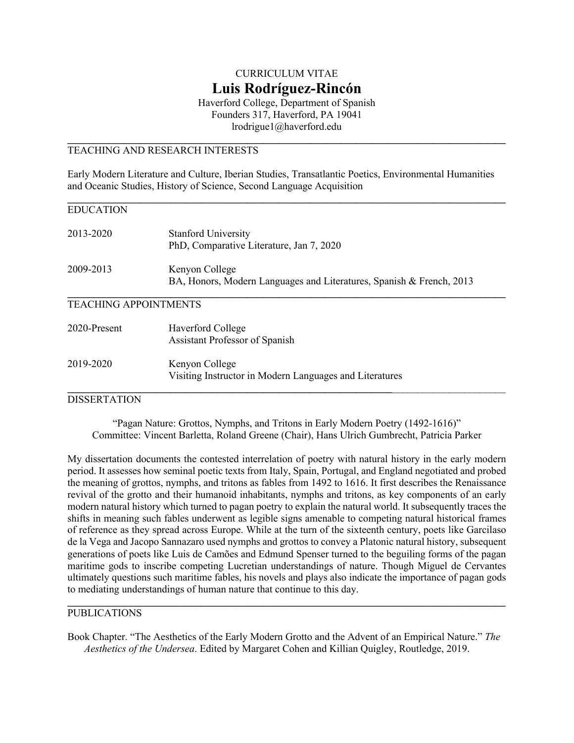CURRICULUM VITAE

# Luis Rodríguez-Rincón

Haverford College, Department of Spanish
Founders 317, Haverford, PA 19041
lrodrigue1@haverford.edu

## TEACHING AND RESEARCH INTERESTS

Early Modern Literature and Culture, Iberian Studies, Transatlantic Poetics, Environmental Humanities and Oceanic Studies, History of Science, Second Language Acquisition

## EDUCATION

| | |
|---|---|
| 2013-2020 | Stanford University<br>PhD, Comparative Literature, Jan 7, 2020 |
| 2009-2013 | Kenyon College<br>BA, Honors, Modern Languages and Literatures, Spanish & French, 2013 |

## TEACHING APPOINTMENTS

| | |
|---|---|
| 2020-Present | Haverford College<br>Assistant Professor of Spanish |
| 2019-2020 | Kenyon College<br>Visiting Instructor in Modern Languages and Literatures |

## DISSERTATION

"Pagan Nature: Grottos, Nymphs, and Tritons in Early Modern Poetry (1492-1616)"
Committee: Vincent Barletta, Roland Greene (Chair), Hans Ulrich Gumbrecht, Patricia Parker

My dissertation documents the contested interrelation of poetry with natural history in the early modern period. It assesses how seminal poetic texts from Italy, Spain, Portugal, and England negotiated and probed the meaning of grottos, nymphs, and tritons as fables from 1492 to 1616. It first describes the Renaissance revival of the grotto and their humanoid inhabitants, nymphs and tritons, as key components of an early modern natural history which turned to pagan poetry to explain the natural world. It subsequently traces the shifts in meaning such fables underwent as legible signs amenable to competing natural historical frames of reference as they spread across Europe. While at the turn of the sixteenth century, poets like Garcilaso de la Vega and Jacopo Sannazaro used nymphs and grottos to convey a Platonic natural history, subsequent generations of poets like Luis de Camões and Edmund Spenser turned to the beguiling forms of the pagan maritime gods to inscribe competing Lucretian understandings of nature. Though Miguel de Cervantes ultimately questions such maritime fables, his novels and plays also indicate the importance of pagan gods to mediating understandings of human nature that continue to this day.

## PUBLICATIONS

Book Chapter. "The Aesthetics of the Early Modern Grotto and the Advent of an Empirical Nature." *The Aesthetics of the Undersea*. Edited by Margaret Cohen and Killian Quigley, Routledge, 2019.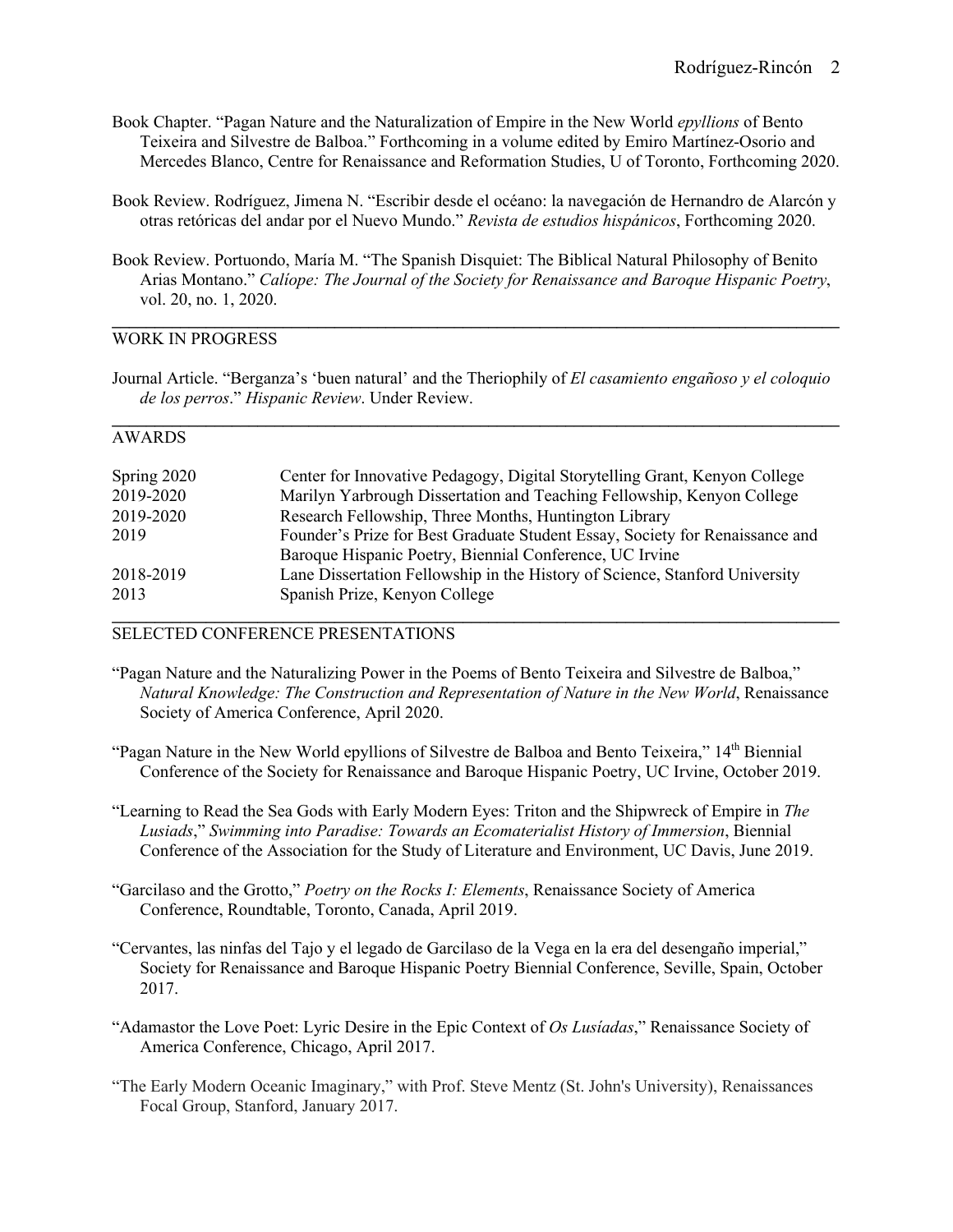Book Chapter. "Pagan Nature and the Naturalization of Empire in the New World *epyllions* of Bento Teixeira and Silvestre de Balboa." Forthcoming in a volume edited by Emiro Martínez-Osorio and Mercedes Blanco, Centre for Renaissance and Reformation Studies, U of Toronto, Forthcoming 2020.

Book Review. Rodríguez, Jimena N. "Escribir desde el océano: la navegación de Hernandro de Alarcón y otras retóricas del andar por el Nuevo Mundo." *Revista de estudios hispánicos*, Forthcoming 2020.

Book Review. Portuondo, María M. "The Spanish Disquiet: The Biblical Natural Philosophy of Benito Arias Montano." *Calíope: The Journal of the Society for Renaissance and Baroque Hispanic Poetry*, vol. 20, no. 1, 2020.

## WORK IN PROGRESS

Journal Article. "Berganza's 'buen natural' and the Theriophily of *El casamiento engañoso y el coloquio de los perros*." *Hispanic Review*. Under Review.

## AWARDS

| | |
|---|---|
| Spring 2020 | Center for Innovative Pedagogy, Digital Storytelling Grant, Kenyon College |
| 2019-2020 | Marilyn Yarbrough Dissertation and Teaching Fellowship, Kenyon College |
| 2019-2020 | Research Fellowship, Three Months, Huntington Library |
| 2019 | Founder's Prize for Best Graduate Student Essay, Society for Renaissance and Baroque Hispanic Poetry, Biennial Conference, UC Irvine |
| 2018-2019 | Lane Dissertation Fellowship in the History of Science, Stanford University |
| 2013 | Spanish Prize, Kenyon College |

## SELECTED CONFERENCE PRESENTATIONS

"Pagan Nature and the Naturalizing Power in the Poems of Bento Teixeira and Silvestre de Balboa," *Natural Knowledge: The Construction and Representation of Nature in the New World*, Renaissance Society of America Conference, April 2020.

"Pagan Nature in the New World epyllions of Silvestre de Balboa and Bento Teixeira," 14th Biennial Conference of the Society for Renaissance and Baroque Hispanic Poetry, UC Irvine, October 2019.

"Learning to Read the Sea Gods with Early Modern Eyes: Triton and the Shipwreck of Empire in *The Lusiads*," *Swimming into Paradise: Towards an Ecomaterialist History of Immersion*, Biennial Conference of the Association for the Study of Literature and Environment, UC Davis, June 2019.

"Garcilaso and the Grotto," *Poetry on the Rocks I: Elements*, Renaissance Society of America Conference, Roundtable, Toronto, Canada, April 2019.

"Cervantes, las ninfas del Tajo y el legado de Garcilaso de la Vega en la era del desengaño imperial," Society for Renaissance and Baroque Hispanic Poetry Biennial Conference, Seville, Spain, October 2017.

"Adamastor the Love Poet: Lyric Desire in the Epic Context of *Os Lusíadas*," Renaissance Society of America Conference, Chicago, April 2017.

"The Early Modern Oceanic Imaginary," with Prof. Steve Mentz (St. John's University), Renaissances Focal Group, Stanford, January 2017.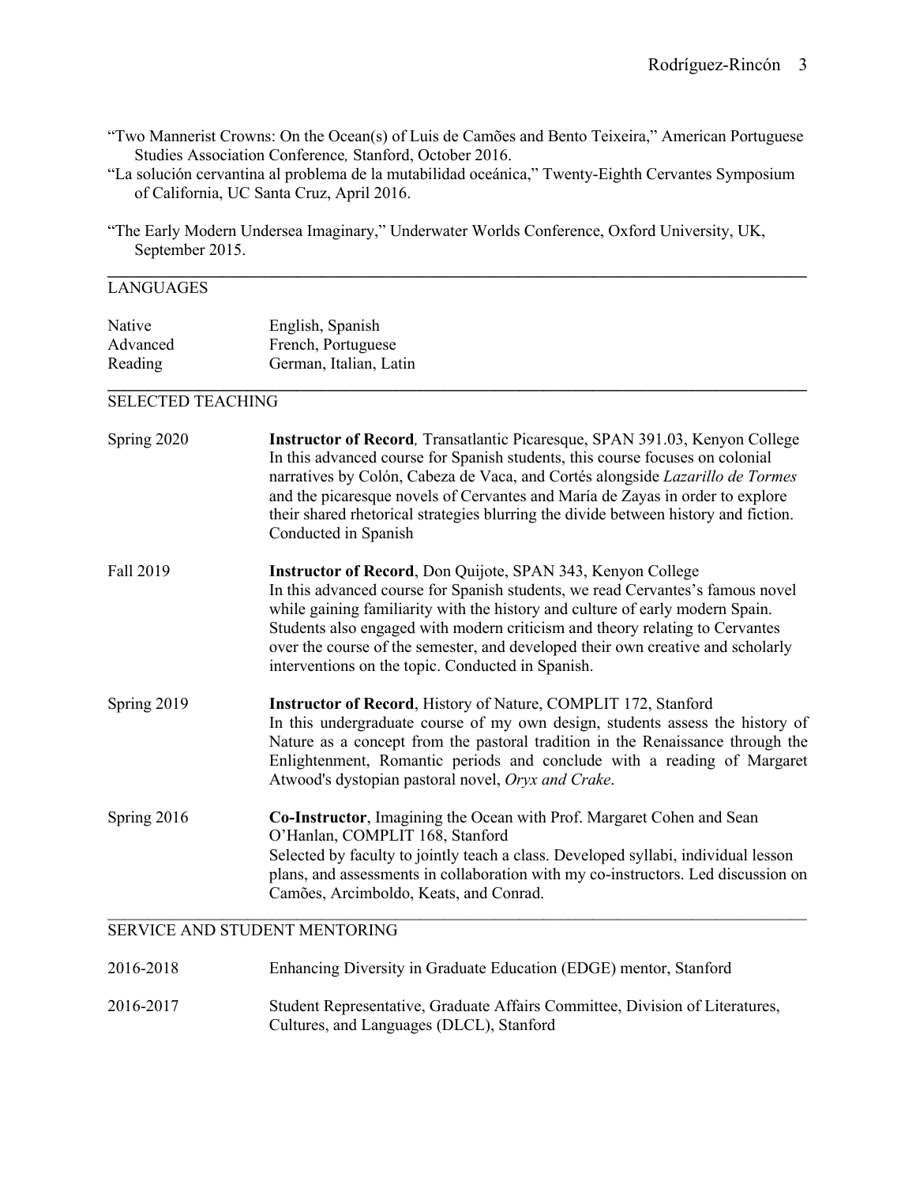"Two Mannerist Crowns: On the Ocean(s) of Luis de Camões and Bento Teixeira," American Portuguese Studies Association Conference*,* Stanford, October 2016.

"La solución cervantina al problema de la mutabilidad oceánica," Twenty-Eighth Cervantes Symposium of California, UC Santa Cruz, April 2016.

"The Early Modern Undersea Imaginary," Underwater Worlds Conference, Oxford University, UK, September 2015.

## LANGUAGES

| | |
|---|---|
| Native | English, Spanish |
| Advanced | French, Portuguese |
| Reading | German, Italian, Latin |

## SELECTED TEACHING

**Spring 2020** — **Instructor of Record***,* Transatlantic Picaresque, SPAN 391.03, Kenyon College
In this advanced course for Spanish students, this course focuses on colonial narratives by Colón, Cabeza de Vaca, and Cortés alongside *Lazarillo de Tormes* and the picaresque novels of Cervantes and María de Zayas in order to explore their shared rhetorical strategies blurring the divide between history and fiction. Conducted in Spanish

**Fall 2019** — **Instructor of Record**, Don Quijote, SPAN 343, Kenyon College
In this advanced course for Spanish students, we read Cervantes's famous novel while gaining familiarity with the history and culture of early modern Spain. Students also engaged with modern criticism and theory relating to Cervantes over the course of the semester, and developed their own creative and scholarly interventions on the topic. Conducted in Spanish.

**Spring 2019** — **Instructor of Record**, History of Nature, COMPLIT 172, Stanford
In this undergraduate course of my own design, students assess the history of Nature as a concept from the pastoral tradition in the Renaissance through the Enlightenment, Romantic periods and conclude with a reading of Margaret Atwood's dystopian pastoral novel, *Oryx and Crake*.

**Spring 2016** — **Co-Instructor**, Imagining the Ocean with Prof. Margaret Cohen and Sean O'Hanlan, COMPLIT 168, Stanford
Selected by faculty to jointly teach a class. Developed syllabi, individual lesson plans, and assessments in collaboration with my co-instructors. Led discussion on Camões, Arcimboldo, Keats, and Conrad.

## SERVICE AND STUDENT MENTORING

| | |
|---|---|
| 2016-2018 | Enhancing Diversity in Graduate Education (EDGE) mentor, Stanford |
| 2016-2017 | Student Representative, Graduate Affairs Committee, Division of Literatures, Cultures, and Languages (DLCL), Stanford |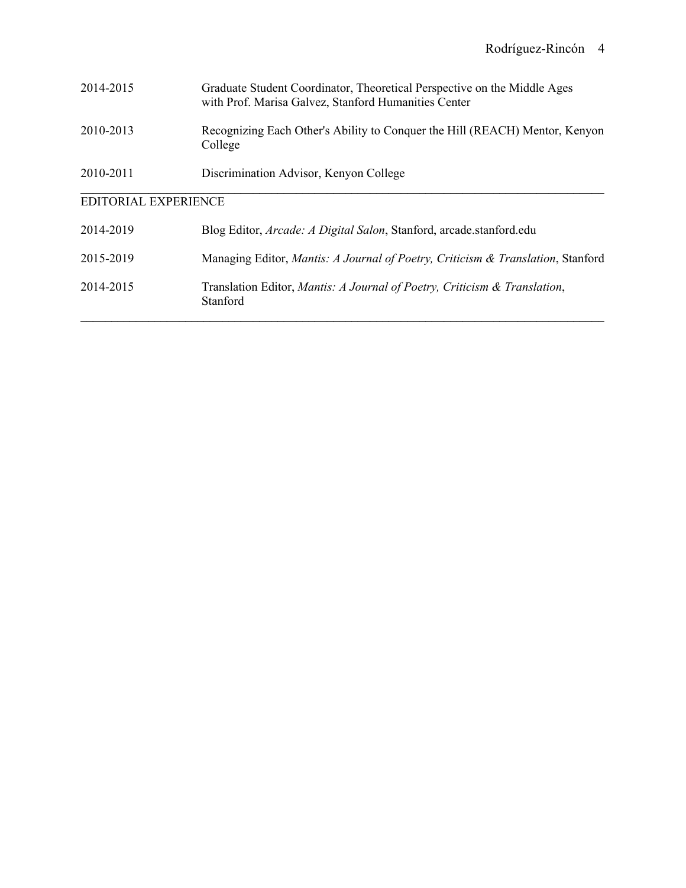2014-2015 Graduate Student Coordinator, Theoretical Perspective on the Middle Ages with Prof. Marisa Galvez, Stanford Humanities Center

2010-2013 Recognizing Each Other's Ability to Conquer the Hill (REACH) Mentor, Kenyon College

2010-2011 Discrimination Advisor, Kenyon College

## EDITORIAL EXPERIENCE

2014-2019 Blog Editor, *Arcade: A Digital Salon*, Stanford, arcade.stanford.edu

2015-2019 Managing Editor, *Mantis: A Journal of Poetry, Criticism & Translation*, Stanford

2014-2015 Translation Editor, *Mantis: A Journal of Poetry, Criticism & Translation*, Stanford